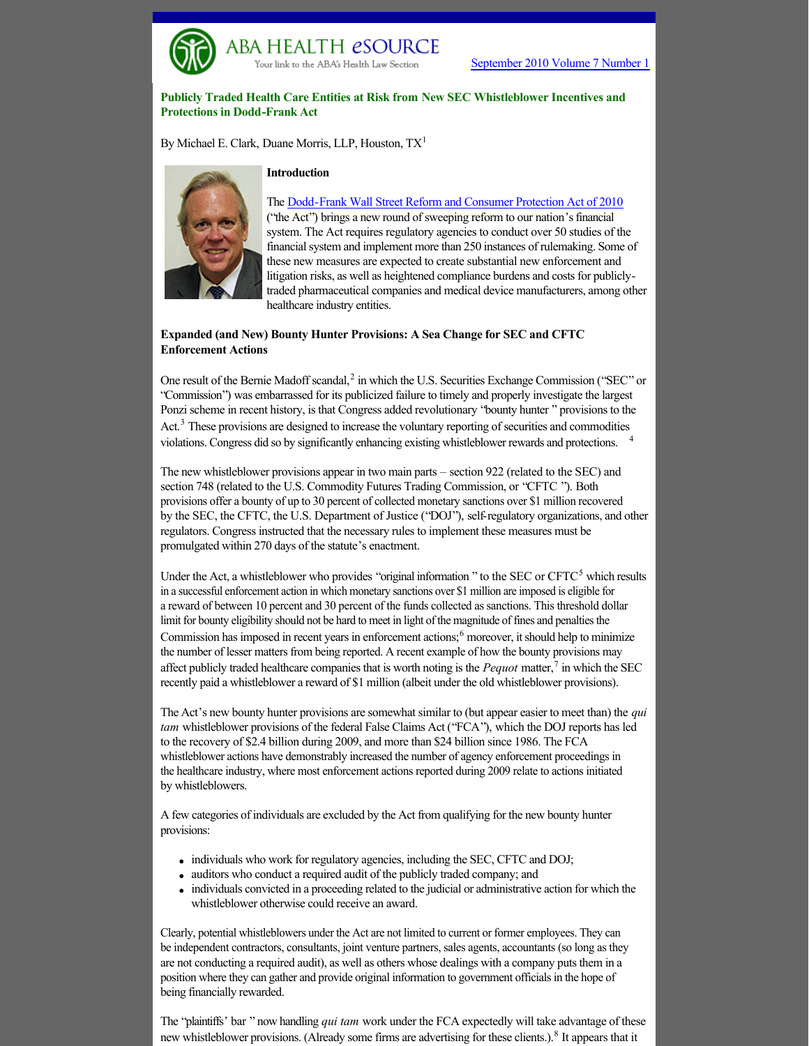ABA HEALTH eSOURCE
Your link to the ABA's Health Law Section

September 2010 Volume 7 Number 1

## Publicly Traded Health Care Entities at Risk from New SEC Whistleblower Incentives and Protections in Dodd-Frank Act

By Michael E. Clark, Duane Morris, LLP, Houston, TX[1]

### Introduction

The Dodd-Frank Wall Street Reform and Consumer Protection Act of 2010 ("the Act") brings a new round of sweeping reform to our nation's financial system. The Act requires regulatory agencies to conduct over 50 studies of the financial system and implement more than 250 instances of rulemaking. Some of these new measures are expected to create substantial new enforcement and litigation risks, as well as heightened compliance burdens and costs for publicly-traded pharmaceutical companies and medical device manufacturers, among other healthcare industry entities.

### Expanded (and New) Bounty Hunter Provisions: A Sea Change for SEC and CFTC Enforcement Actions

One result of the Bernie Madoff scandal,[2] in which the U.S. Securities Exchange Commission ("SEC" or "Commission") was embarrassed for its publicized failure to timely and properly investigate the largest Ponzi scheme in recent history, is that Congress added revolutionary "bounty hunter " provisions to the Act.[3] These provisions are designed to increase the voluntary reporting of securities and commodities violations. Congress did so by significantly enhancing existing whistleblower rewards and protections.[4]

The new whistleblower provisions appear in two main parts – section 922 (related to the SEC) and section 748 (related to the U.S. Commodity Futures Trading Commission, or "CFTC "). Both provisions offer a bounty of up to 30 percent of collected monetary sanctions over $1 million recovered by the SEC, the CFTC, the U.S. Department of Justice ("DOJ"), self-regulatory organizations, and other regulators. Congress instructed that the necessary rules to implement these measures must be promulgated within 270 days of the statute's enactment.

Under the Act, a whistleblower who provides "original information " to the SEC or CFTC[5] which results in a successful enforcement action in which monetary sanctions over $1 million are imposed is eligible for a reward of between 10 percent and 30 percent of the funds collected as sanctions. This threshold dollar limit for bounty eligibility should not be hard to meet in light of the magnitude of fines and penalties the Commission has imposed in recent years in enforcement actions;[6] moreover, it should help to minimize the number of lesser matters from being reported. A recent example of how the bounty provisions may affect publicly traded healthcare companies that is worth noting is the *Pequot* matter,[7] in which the SEC recently paid a whistleblower a reward of $1 million (albeit under the old whistleblower provisions).

The Act's new bounty hunter provisions are somewhat similar to (but appear easier to meet than) the *qui tam* whistleblower provisions of the federal False Claims Act ("FCA"), which the DOJ reports has led to the recovery of $2.4 billion during 2009, and more than $24 billion since 1986. The FCA whistleblower actions have demonstrably increased the number of agency enforcement proceedings in the healthcare industry, where most enforcement actions reported during 2009 relate to actions initiated by whistleblowers.

A few categories of individuals are excluded by the Act from qualifying for the new bounty hunter provisions:

- individuals who work for regulatory agencies, including the SEC, CFTC and DOJ;
- auditors who conduct a required audit of the publicly traded company; and
- individuals convicted in a proceeding related to the judicial or administrative action for which the whistleblower otherwise could receive an award.

Clearly, potential whistleblowers under the Act are not limited to current or former employees. They can be independent contractors, consultants, joint venture partners, sales agents, accountants (so long as they are not conducting a required audit), as well as others whose dealings with a company puts them in a position where they can gather and provide original information to government officials in the hope of being financially rewarded.

The "plaintiffs' bar " now handling *qui tam* work under the FCA expectedly will take advantage of these new whistleblower provisions. (Already some firms are advertising for these clients.).[8] It appears that it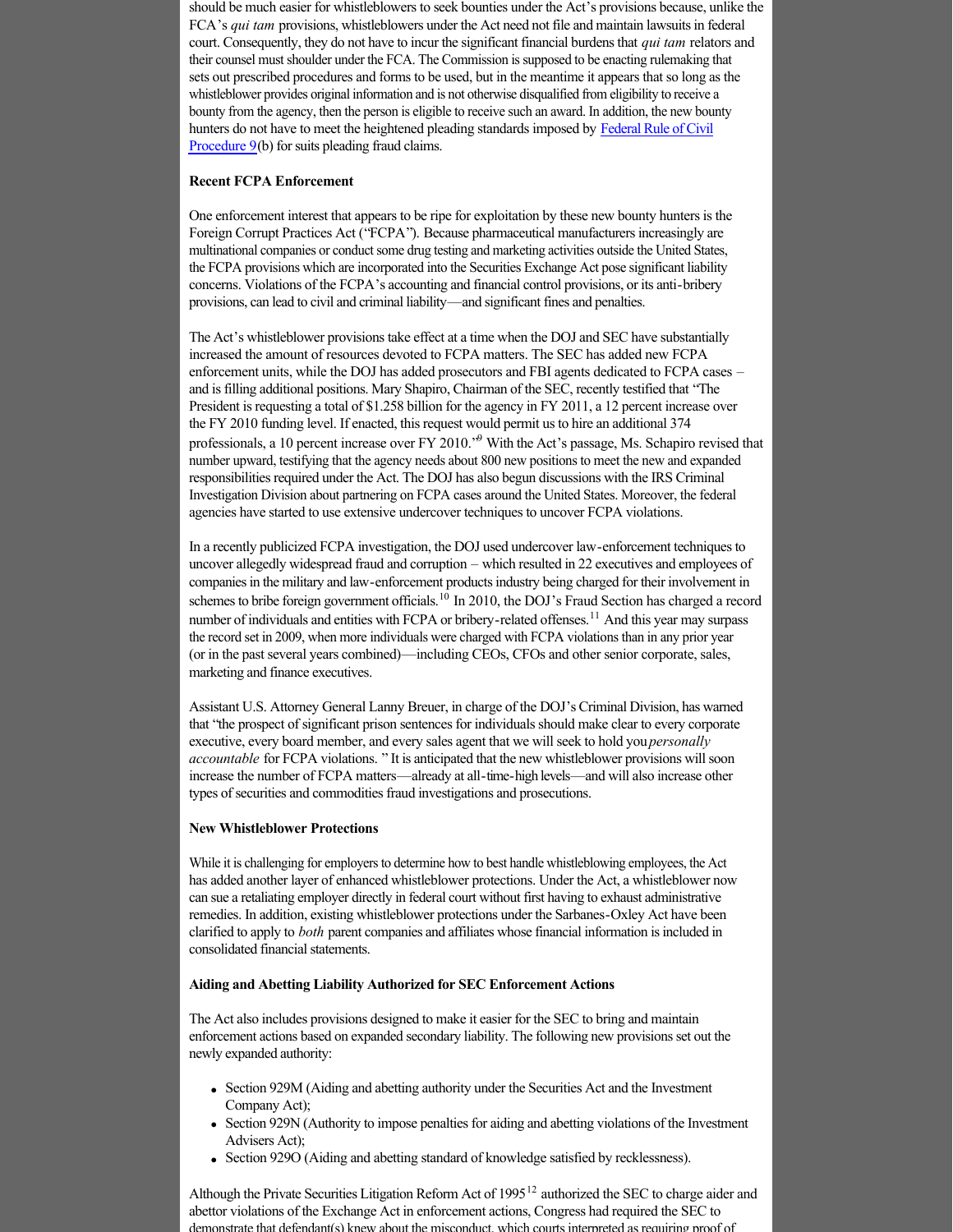should be much easier for whistleblowers to seek bounties under the Act's provisions because, unlike the FCA's *qui tam* provisions, whistleblowers under the Act need not file and maintain lawsuits in federal court. Consequently, they do not have to incur the significant financial burdens that *qui tam* relators and their counsel must shoulder under the FCA. The Commission is supposed to be enacting rulemaking that sets out prescribed procedures and forms to be used, but in the meantime it appears that so long as the whistleblower provides original information and is not otherwise disqualified from eligibility to receive a bounty from the agency, then the person is eligible to receive such an award. In addition, the new bounty hunters do not have to meet the heightened pleading standards imposed by Federal Rule of Civil Procedure 9(b) for suits pleading fraud claims.

**Recent FCPA Enforcement**

One enforcement interest that appears to be ripe for exploitation by these new bounty hunters is the Foreign Corrupt Practices Act ("FCPA"). Because pharmaceutical manufacturers increasingly are multinational companies or conduct some drug testing and marketing activities outside the United States, the FCPA provisions which are incorporated into the Securities Exchange Act pose significant liability concerns. Violations of the FCPA's accounting and financial control provisions, or its anti-bribery provisions, can lead to civil and criminal liability—and significant fines and penalties.

The Act's whistleblower provisions take effect at a time when the DOJ and SEC have substantially increased the amount of resources devoted to FCPA matters. The SEC has added new FCPA enforcement units, while the DOJ has added prosecutors and FBI agents dedicated to FCPA cases – and is filling additional positions. Mary Shapiro, Chairman of the SEC, recently testified that "The President is requesting a total of $1.258 billion for the agency in FY 2011, a 12 percent increase over the FY 2010 funding level. If enacted, this request would permit us to hire an additional 374 professionals, a 10 percent increase over FY 2010."[9] With the Act's passage, Ms. Schapiro revised that number upward, testifying that the agency needs about 800 new positions to meet the new and expanded responsibilities required under the Act. The DOJ has also begun discussions with the IRS Criminal Investigation Division about partnering on FCPA cases around the United States. Moreover, the federal agencies have started to use extensive undercover techniques to uncover FCPA violations.

In a recently publicized FCPA investigation, the DOJ used undercover law-enforcement techniques to uncover allegedly widespread fraud and corruption – which resulted in 22 executives and employees of companies in the military and law-enforcement products industry being charged for their involvement in schemes to bribe foreign government officials.[10] In 2010, the DOJ's Fraud Section has charged a record number of individuals and entities with FCPA or bribery-related offenses.[11] And this year may surpass the record set in 2009, when more individuals were charged with FCPA violations than in any prior year (or in the past several years combined)—including CEOs, CFOs and other senior corporate, sales, marketing and finance executives.

Assistant U.S. Attorney General Lanny Breuer, in charge of the DOJ's Criminal Division, has warned that "the prospect of significant prison sentences for individuals should make clear to every corporate executive, every board member, and every sales agent that we will seek to hold you *personally accountable* for FCPA violations. " It is anticipated that the new whistleblower provisions will soon increase the number of FCPA matters—already at all-time-high levels—and will also increase other types of securities and commodities fraud investigations and prosecutions.

**New Whistleblower Protections**

While it is challenging for employers to determine how to best handle whistleblowing employees, the Act has added another layer of enhanced whistleblower protections. Under the Act, a whistleblower now can sue a retaliating employer directly in federal court without first having to exhaust administrative remedies. In addition, existing whistleblower protections under the Sarbanes-Oxley Act have been clarified to apply to *both* parent companies and affiliates whose financial information is included in consolidated financial statements.

**Aiding and Abetting Liability Authorized for SEC Enforcement Actions**

The Act also includes provisions designed to make it easier for the SEC to bring and maintain enforcement actions based on expanded secondary liability. The following new provisions set out the newly expanded authority:

- Section 929M (Aiding and abetting authority under the Securities Act and the Investment Company Act);
- Section 929N (Authority to impose penalties for aiding and abetting violations of the Investment Advisers Act);
- Section 929O (Aiding and abetting standard of knowledge satisfied by recklessness).

Although the Private Securities Litigation Reform Act of 1995[12] authorized the SEC to charge aider and abettor violations of the Exchange Act in enforcement actions, Congress had required the SEC to demonstrate that defendant(s) knew about the misconduct, which courts interpreted as requiring proof of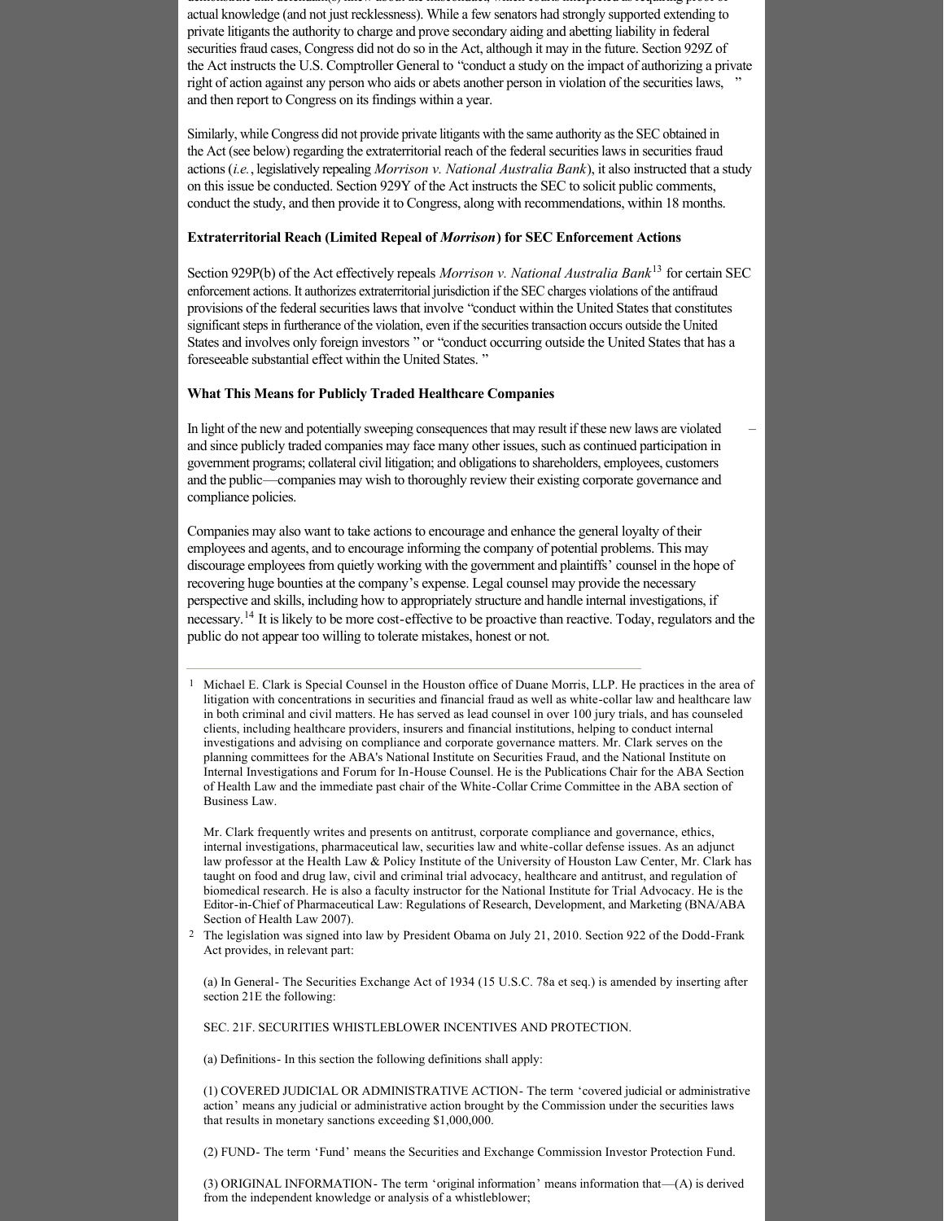actual knowledge (and not just recklessness). While a few senators had strongly supported extending to private litigants the authority to charge and prove secondary aiding and abetting liability in federal securities fraud cases, Congress did not do so in the Act, although it may in the future. Section 929Z of the Act instructs the U.S. Comptroller General to "conduct a study on the impact of authorizing a private right of action against any person who aids or abets another person in violation of the securities laws, " and then report to Congress on its findings within a year.

Similarly, while Congress did not provide private litigants with the same authority as the SEC obtained in the Act (see below) regarding the extraterritorial reach of the federal securities laws in securities fraud actions (*i.e.*, legislatively repealing *Morrison v. National Australia Bank*), it also instructed that a study on this issue be conducted. Section 929Y of the Act instructs the SEC to solicit public comments, conduct the study, and then provide it to Congress, along with recommendations, within 18 months.

**Extraterritorial Reach (Limited Repeal of *Morrison*) for SEC Enforcement Actions**

Section 929P(b) of the Act effectively repeals *Morrison v. National Australia Bank*[13] for certain SEC enforcement actions. It authorizes extraterritorial jurisdiction if the SEC charges violations of the antifraud provisions of the federal securities laws that involve "conduct within the United States that constitutes significant steps in furtherance of the violation, even if the securities transaction occurs outside the United States and involves only foreign investors " or "conduct occurring outside the United States that has a foreseeable substantial effect within the United States. "

**What This Means for Publicly Traded Healthcare Companies**

In light of the new and potentially sweeping consequences that may result if these new laws are violated – and since publicly traded companies may face many other issues, such as continued participation in government programs; collateral civil litigation; and obligations to shareholders, employees, customers and the public—companies may wish to thoroughly review their existing corporate governance and compliance policies.

Companies may also want to take actions to encourage and enhance the general loyalty of their employees and agents, and to encourage informing the company of potential problems. This may discourage employees from quietly working with the government and plaintiffs' counsel in the hope of recovering huge bounties at the company's expense. Legal counsel may provide the necessary perspective and skills, including how to appropriately structure and handle internal investigations, if necessary.[14] It is likely to be more cost-effective to be proactive than reactive. Today, regulators and the public do not appear too willing to tolerate mistakes, honest or not.

---

1 Michael E. Clark is Special Counsel in the Houston office of Duane Morris, LLP. He practices in the area of litigation with concentrations in securities and financial fraud as well as white-collar law and healthcare law in both criminal and civil matters. He has served as lead counsel in over 100 jury trials, and has counseled clients, including healthcare providers, insurers and financial institutions, helping to conduct internal investigations and advising on compliance and corporate governance matters. Mr. Clark serves on the planning committees for the ABA's National Institute on Securities Fraud, and the National Institute on Internal Investigations and Forum for In-House Counsel. He is the Publications Chair for the ABA Section of Health Law and the immediate past chair of the White-Collar Crime Committee in the ABA section of Business Law.

Mr. Clark frequently writes and presents on antitrust, corporate compliance and governance, ethics, internal investigations, pharmaceutical law, securities law and white-collar defense issues. As an adjunct law professor at the Health Law & Policy Institute of the University of Houston Law Center, Mr. Clark has taught on food and drug law, civil and criminal trial advocacy, healthcare and antitrust, and regulation of biomedical research. He is also a faculty instructor for the National Institute for Trial Advocacy. He is the Editor-in-Chief of Pharmaceutical Law: Regulations of Research, Development, and Marketing (BNA/ABA Section of Health Law 2007).

2 The legislation was signed into law by President Obama on July 21, 2010. Section 922 of the Dodd-Frank Act provides, in relevant part:

(a) In General- The Securities Exchange Act of 1934 (15 U.S.C. 78a et seq.) is amended by inserting after section 21E the following:

SEC. 21F. SECURITIES WHISTLEBLOWER INCENTIVES AND PROTECTION.

(a) Definitions- In this section the following definitions shall apply:

(1) COVERED JUDICIAL OR ADMINISTRATIVE ACTION- The term 'covered judicial or administrative action' means any judicial or administrative action brought by the Commission under the securities laws that results in monetary sanctions exceeding $1,000,000.

(2) FUND- The term 'Fund' means the Securities and Exchange Commission Investor Protection Fund.

(3) ORIGINAL INFORMATION- The term 'original information' means information that—(A) is derived from the independent knowledge or analysis of a whistleblower;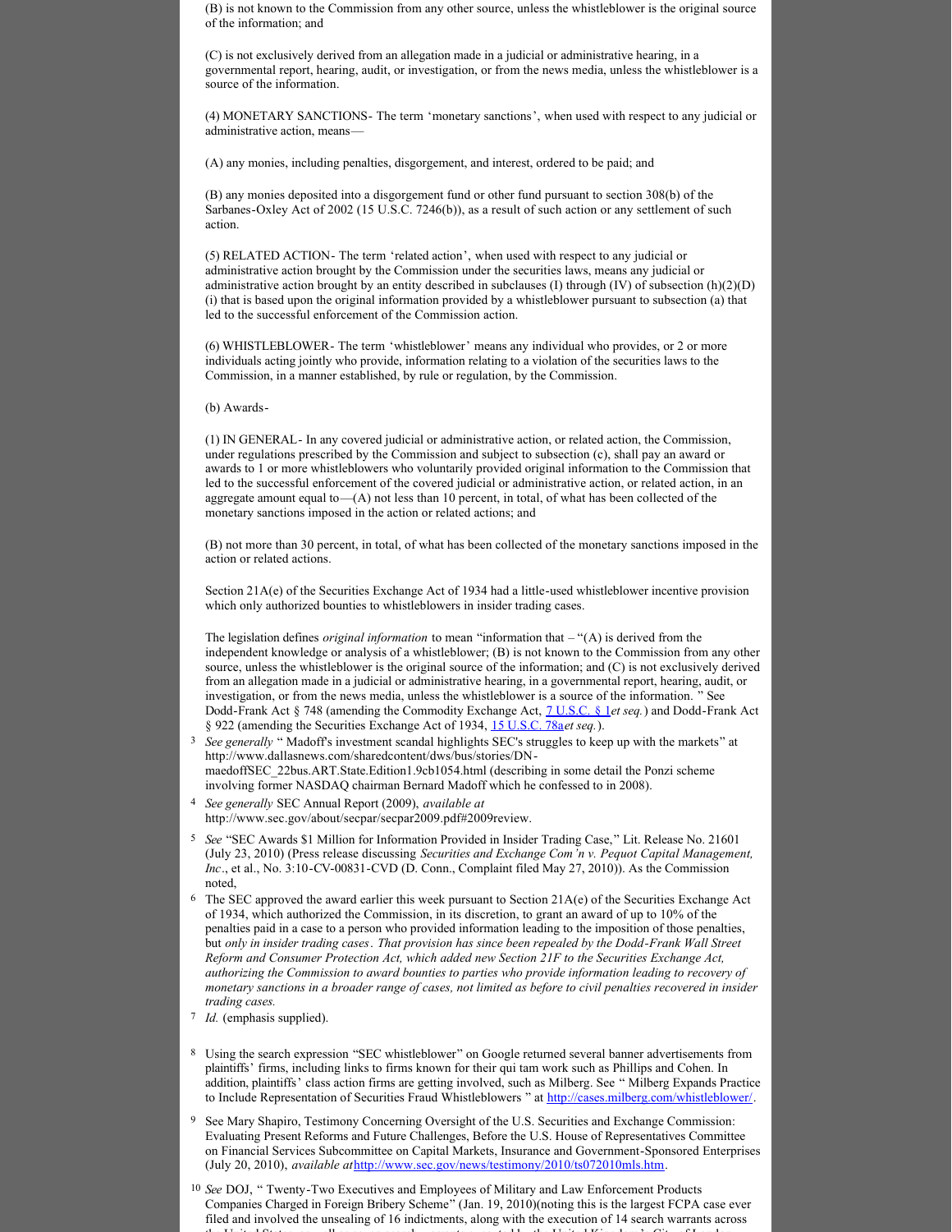(B) is not known to the Commission from any other source, unless the whistleblower is the original source of the information; and

(C) is not exclusively derived from an allegation made in a judicial or administrative hearing, in a governmental report, hearing, audit, or investigation, or from the news media, unless the whistleblower is a source of the information.

(4) MONETARY SANCTIONS- The term 'monetary sanctions', when used with respect to any judicial or administrative action, means—

(A) any monies, including penalties, disgorgement, and interest, ordered to be paid; and

(B) any monies deposited into a disgorgement fund or other fund pursuant to section 308(b) of the Sarbanes-Oxley Act of 2002 (15 U.S.C. 7246(b)), as a result of such action or any settlement of such action.

(5) RELATED ACTION- The term 'related action', when used with respect to any judicial or administrative action brought by the Commission under the securities laws, means any judicial or administrative action brought by an entity described in subclauses (I) through (IV) of subsection (h)(2)(D)(i) that is based upon the original information provided by a whistleblower pursuant to subsection (a) that led to the successful enforcement of the Commission action.

(6) WHISTLEBLOWER- The term 'whistleblower' means any individual who provides, or 2 or more individuals acting jointly who provide, information relating to a violation of the securities laws to the Commission, in a manner established, by rule or regulation, by the Commission.

(b) Awards-

(1) IN GENERAL- In any covered judicial or administrative action, or related action, the Commission, under regulations prescribed by the Commission and subject to subsection (c), shall pay an award or awards to 1 or more whistleblowers who voluntarily provided original information to the Commission that led to the successful enforcement of the covered judicial or administrative action, or related action, in an aggregate amount equal to—(A) not less than 10 percent, in total, of what has been collected of the monetary sanctions imposed in the action or related actions; and

(B) not more than 30 percent, in total, of what has been collected of the monetary sanctions imposed in the action or related actions.

Section 21A(e) of the Securities Exchange Act of 1934 had a little-used whistleblower incentive provision which only authorized bounties to whistleblowers in insider trading cases.

The legislation defines *original information* to mean "information that – "(A) is derived from the independent knowledge or analysis of a whistleblower; (B) is not known to the Commission from any other source, unless the whistleblower is the original source of the information; and (C) is not exclusively derived from an allegation made in a judicial or administrative hearing, in a governmental report, hearing, audit, or investigation, or from the news media, unless the whistleblower is a source of the information. " See Dodd-Frank Act § 748 (amending the Commodity Exchange Act, 7 U.S.C. § 1 *et seq.*) and Dodd-Frank Act § 922 (amending the Securities Exchange Act of 1934, 15 U.S.C. 78a *et seq.*).

3 *See generally* " Madoff's investment scandal highlights SEC's struggles to keep up with the markets" at http://www.dallasnews.com/sharedcontent/dws/bus/stories/DN-maedoffSEC_22bus.ART.State.Edition1.9cb1054.html (describing in some detail the Ponzi scheme involving former NASDAQ chairman Bernard Madoff which he confessed to in 2008).

4 *See generally* SEC Annual Report (2009), *available at* http://www.sec.gov/about/secpar/secpar2009.pdf#2009review.

5 *See* "SEC Awards $1 Million for Information Provided in Insider Trading Case," Lit. Release No. 21601 (July 23, 2010) (Press release discussing *Securities and Exchange Com'n v. Pequot Capital Management, Inc*., et al., No. 3:10-CV-00831-CVD (D. Conn., Complaint filed May 27, 2010)). As the Commission noted,

6 The SEC approved the award earlier this week pursuant to Section 21A(e) of the Securities Exchange Act of 1934, which authorized the Commission, in its discretion, to grant an award of up to 10% of the penalties paid in a case to a person who provided information leading to the imposition of those penalties, but *only in insider trading cases*. *That provision has since been repealed by the Dodd-Frank Wall Street Reform and Consumer Protection Act, which added new Section 21F to the Securities Exchange Act, authorizing the Commission to award bounties to parties who provide information leading to recovery of monetary sanctions in a broader range of cases, not limited as before to civil penalties recovered in insider trading cases.*

7 *Id.* (emphasis supplied).

8 Using the search expression "SEC whistleblower" on Google returned several banner advertisements from plaintiffs' firms, including links to firms known for their qui tam work such as Phillips and Cohen. In addition, plaintiffs' class action firms are getting involved, such as Milberg. See " Milberg Expands Practice to Include Representation of Securities Fraud Whistleblowers " at http://cases.milberg.com/whistleblower/.

9 See Mary Shapiro, Testimony Concerning Oversight of the U.S. Securities and Exchange Commission: Evaluating Present Reforms and Future Challenges, Before the U.S. House of Representatives Committee on Financial Services Subcommittee on Capital Markets, Insurance and Government-Sponsored Enterprises (July 20, 2010), *available at* http://www.sec.gov/news/testimony/2010/ts072010mls.htm.

10 *See* DOJ, " Twenty-Two Executives and Employees of Military and Law Enforcement Products Companies Charged in Foreign Bribery Scheme" (Jan. 19, 2010)(noting this is the largest FCPA case ever filed and involved the unsealing of 16 indictments, along with the execution of 14 search warrants across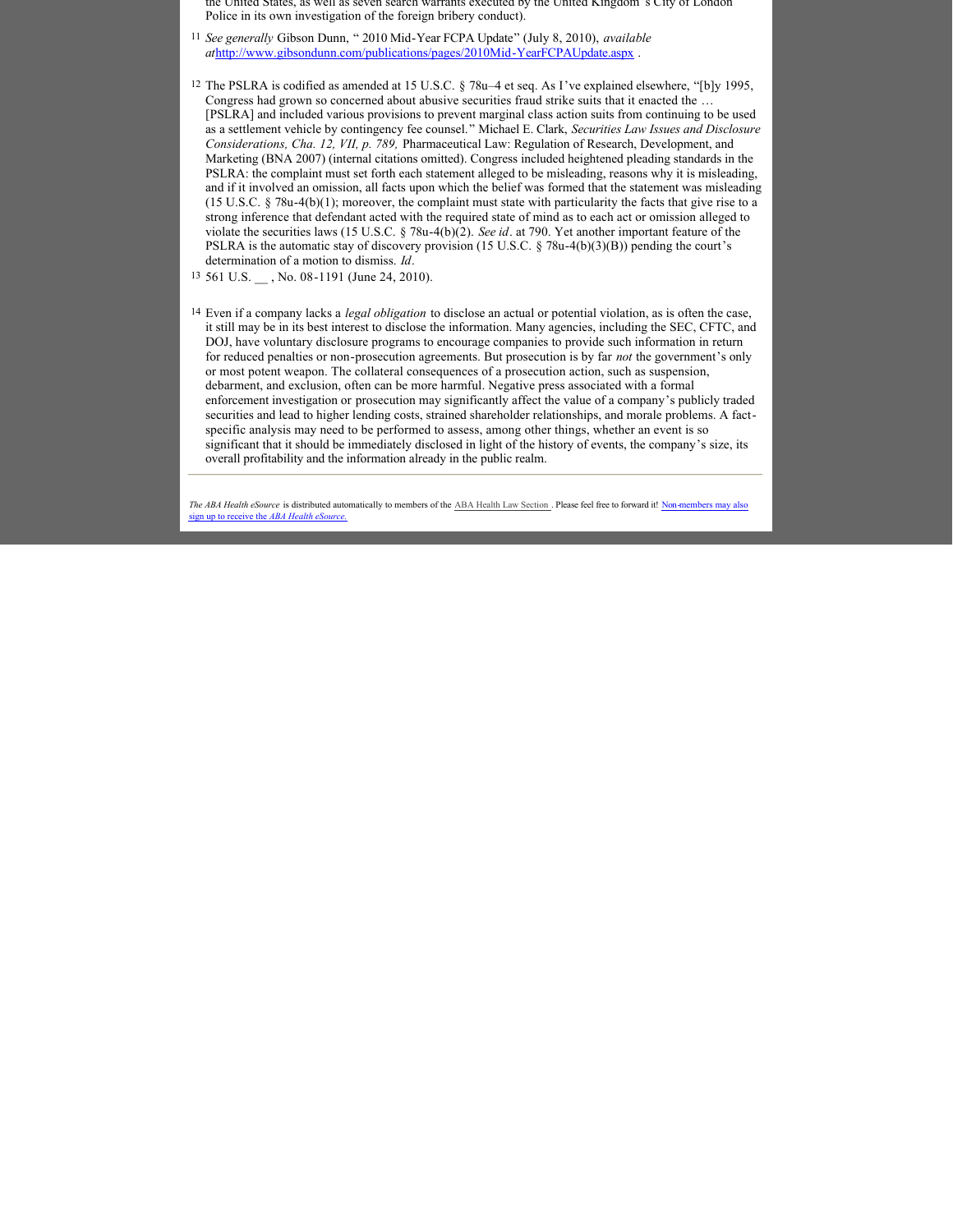the United States, as well as seven search warrants executed by the United Kingdom's City of London Police in its own investigation of the foreign bribery conduct).

11 *See generally* Gibson Dunn, " 2010 Mid-Year FCPA Update" (July 8, 2010), *available at*http://www.gibsondunn.com/publications/pages/2010Mid-YearFCPAUpdate.aspx .

12 The PSLRA is codified as amended at 15 U.S.C. § 78u–4 et seq. As I've explained elsewhere, "[b]y 1995, Congress had grown so concerned about abusive securities fraud strike suits that it enacted the … [PSLRA] and included various provisions to prevent marginal class action suits from continuing to be used as a settlement vehicle by contingency fee counsel." Michael E. Clark, *Securities Law Issues and Disclosure Considerations, Cha. 12, VII, p. 789,* Pharmaceutical Law: Regulation of Research, Development, and Marketing (BNA 2007) (internal citations omitted). Congress included heightened pleading standards in the PSLRA: the complaint must set forth each statement alleged to be misleading, reasons why it is misleading, and if it involved an omission, all facts upon which the belief was formed that the statement was misleading (15 U.S.C. § 78u-4(b)(1); moreover, the complaint must state with particularity the facts that give rise to a strong inference that defendant acted with the required state of mind as to each act or omission alleged to violate the securities laws (15 U.S.C. § 78u-4(b)(2). *See id*. at 790. Yet another important feature of the PSLRA is the automatic stay of discovery provision (15 U.S.C. § 78u-4(b)(3)(B)) pending the court's determination of a motion to dismiss. *Id*.

13 561 U.S. __ , No. 08-1191 (June 24, 2010).

14 Even if a company lacks a *legal obligation* to disclose an actual or potential violation, as is often the case, it still may be in its best interest to disclose the information. Many agencies, including the SEC, CFTC, and DOJ, have voluntary disclosure programs to encourage companies to provide such information in return for reduced penalties or non-prosecution agreements. But prosecution is by far *not* the government's only or most potent weapon. The collateral consequences of a prosecution action, such as suspension, debarment, and exclusion, often can be more harmful. Negative press associated with a formal enforcement investigation or prosecution may significantly affect the value of a company's publicly traded securities and lead to higher lending costs, strained shareholder relationships, and morale problems. A fact-specific analysis may need to be performed to assess, among other things, whether an event is so significant that it should be immediately disclosed in light of the history of events, the company's size, its overall profitability and the information already in the public realm.

---

*The ABA Health eSource* is distributed automatically to members of the ABA Health Law Section . Please feel free to forward it! Non-members may also sign up to receive the *ABA Health eSource.*